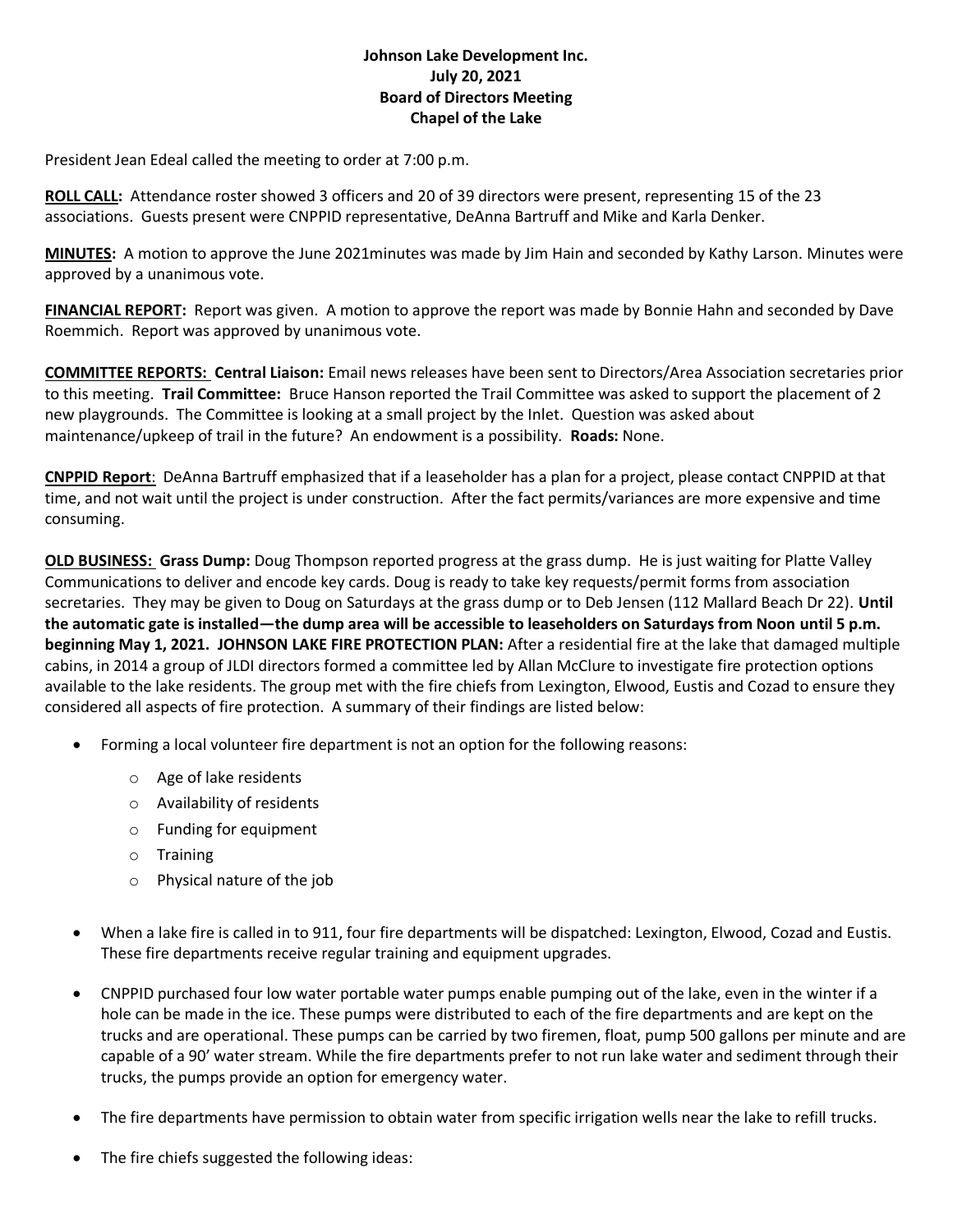**Johnson Lake Development Inc.**
**July 20, 2021**
**Board of Directors Meeting**
**Chapel of the Lake**

President Jean Edeal called the meeting to order at 7:00 p.m.

**ROLL CALL:** Attendance roster showed 3 officers and 20 of 39 directors were present, representing 15 of the 23 associations. Guests present were CNPPID representative, DeAnna Bartruff and Mike and Karla Denker.

**MINUTES:** A motion to approve the June 2021minutes was made by Jim Hain and seconded by Kathy Larson. Minutes were approved by a unanimous vote.

**FINANCIAL REPORT:** Report was given. A motion to approve the report was made by Bonnie Hahn and seconded by Dave Roemmich. Report was approved by unanimous vote.

**COMMITTEE REPORTS: Central Liaison:** Email news releases have been sent to Directors/Area Association secretaries prior to this meeting. **Trail Committee:** Bruce Hanson reported the Trail Committee was asked to support the placement of 2 new playgrounds. The Committee is looking at a small project by the Inlet. Question was asked about maintenance/upkeep of trail in the future? An endowment is a possibility. **Roads:** None.

**CNPPID Report**: DeAnna Bartruff emphasized that if a leaseholder has a plan for a project, please contact CNPPID at that time, and not wait until the project is under construction. After the fact permits/variances are more expensive and time consuming.

**OLD BUSINESS: Grass Dump:** Doug Thompson reported progress at the grass dump. He is just waiting for Platte Valley Communications to deliver and encode key cards. Doug is ready to take key requests/permit forms from association secretaries. They may be given to Doug on Saturdays at the grass dump or to Deb Jensen (112 Mallard Beach Dr 22). **Until the automatic gate is installed—the dump area will be accessible to leaseholders on Saturdays from Noon until 5 p.m. beginning May 1, 2021. JOHNSON LAKE FIRE PROTECTION PLAN:** After a residential fire at the lake that damaged multiple cabins, in 2014 a group of JLDI directors formed a committee led by Allan McClure to investigate fire protection options available to the lake residents. The group met with the fire chiefs from Lexington, Elwood, Eustis and Cozad to ensure they considered all aspects of fire protection. A summary of their findings are listed below:

- Forming a local volunteer fire department is not an option for the following reasons:
  - Age of lake residents
  - Availability of residents
  - Funding for equipment
  - Training
  - Physical nature of the job
- When a lake fire is called in to 911, four fire departments will be dispatched: Lexington, Elwood, Cozad and Eustis. These fire departments receive regular training and equipment upgrades.
- CNPPID purchased four low water portable water pumps enable pumping out of the lake, even in the winter if a hole can be made in the ice. These pumps were distributed to each of the fire departments and are kept on the trucks and are operational. These pumps can be carried by two firemen, float, pump 500 gallons per minute and are capable of a 90' water stream. While the fire departments prefer to not run lake water and sediment through their trucks, the pumps provide an option for emergency water.
- The fire departments have permission to obtain water from specific irrigation wells near the lake to refill trucks.
- The fire chiefs suggested the following ideas: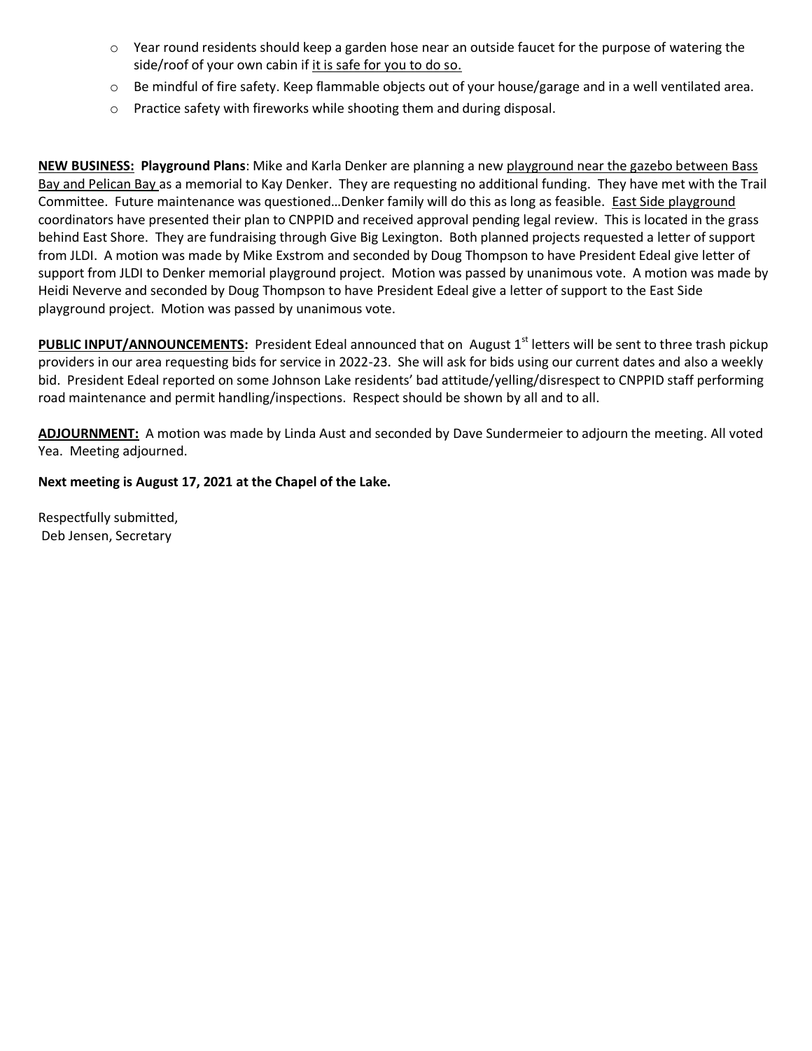- Year round residents should keep a garden hose near an outside faucet for the purpose of watering the side/roof of your own cabin if <u>it is safe for you to do so.</u>
- Be mindful of fire safety. Keep flammable objects out of your house/garage and in a well ventilated area.
- Practice safety with fireworks while shooting them and during disposal.

**<u>NEW BUSINESS:</u> Playground Plans**: Mike and Karla Denker are planning a new <u>playground near the gazebo between Bass Bay and Pelican Bay</u> as a memorial to Kay Denker. They are requesting no additional funding. They have met with the Trail Committee. Future maintenance was questioned…Denker family will do this as long as feasible. <u>East Side playground</u> coordinators have presented their plan to CNPPID and received approval pending legal review. This is located in the grass behind East Shore. They are fundraising through Give Big Lexington. Both planned projects requested a letter of support from JLDI. A motion was made by Mike Exstrom and seconded by Doug Thompson to have President Edeal give letter of support from JLDI to Denker memorial playground project. Motion was passed by unanimous vote. A motion was made by Heidi Neverve and seconded by Doug Thompson to have President Edeal give a letter of support to the East Side playground project. Motion was passed by unanimous vote.

**<u>PUBLIC INPUT/ANNOUNCEMENTS</u>:** President Edeal announced that on August 1st letters will be sent to three trash pickup providers in our area requesting bids for service in 2022-23. She will ask for bids using our current dates and also a weekly bid. President Edeal reported on some Johnson Lake residents' bad attitude/yelling/disrespect to CNPPID staff performing road maintenance and permit handling/inspections. Respect should be shown by all and to all.

**<u>ADJOURNMENT:</u>** A motion was made by Linda Aust and seconded by Dave Sundermeier to adjourn the meeting. All voted Yea. Meeting adjourned.

**Next meeting is August 17, 2021 at the Chapel of the Lake.**

Respectfully submitted,
Deb Jensen, Secretary